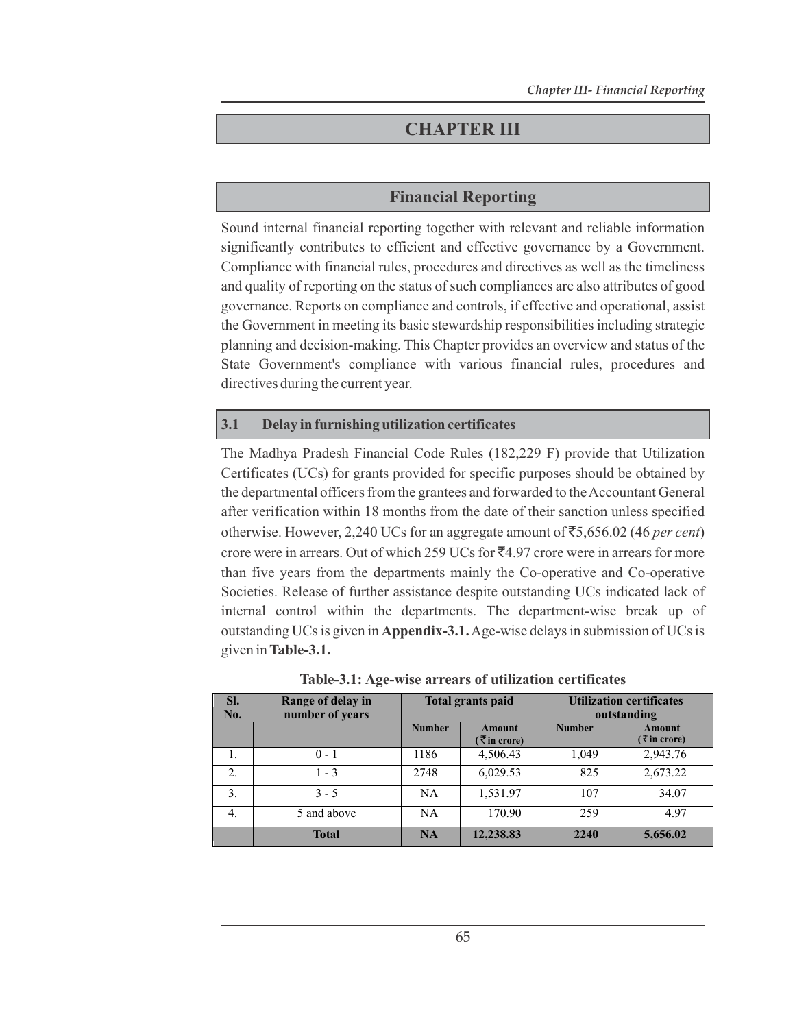# CHAPTER III

## Financial Reporting

Sound internal financial reporting together with relevant and reliable information significantly contributes to efficient and effective governance by a Government. Compliance with financial rules, procedures and directives as well as the timeliness and quality of reporting on the status of such compliances are also attributes of good governance. Reports on compliance and controls, if effective and operational, assist the Government in meeting its basic stewardship responsibilities including strategic planning and decision-making. This Chapter provides an overview and status of the State Government's compliance with various financial rules, procedures and directives during the current year.

### 3.1 Delay in furnishing utilization certificates

The Madhya Pradesh Financial Code Rules (182,229 F) provide that Utilization Certificates (UCs) for grants provided for specific purposes should be obtained by the departmental officers from the grantees and forwarded to the Accountant General after verification within 18 months from the date of their sanction unless specified otherwise. However, 2,240 UCs for an aggregate amount of ₹5,656.02 (46 *per cent*) crore were in arrears. Out of which 259 UCs for ₹4.97 crore were in arrears for more than five years from the departments mainly the Co-operative and Co-operative Societies. Release of further assistance despite outstanding UCs indicated lack of internal control within the departments. The department-wise break up of outstanding UCs is given in **Appendix-3.1.** Age-wise delays in submission of UCs is given in **Table-3.1.**

**Table-3.1: Age-wise arrears of utilization certificates**

| Sl. No. | Range of delay in number of years | Total grants paid | | Utilization certificates outstanding | |
|---|---|---|---|---|---|
| | | Number | Amount (₹ in crore) | Number | Amount (₹ in crore) |
| 1. | 0 - 1 | 1186 | 4,506.43 | 1,049 | 2,943.76 |
| 2. | 1 - 3 | 2748 | 6,029.53 | 825 | 2,673.22 |
| 3. | 3 - 5 | NA | 1,531.97 | 107 | 34.07 |
| 4. | 5 and above | NA | 170.90 | 259 | 4.97 |
| | **Total** | **NA** | **12,238.83** | **2240** | **5,656.02** |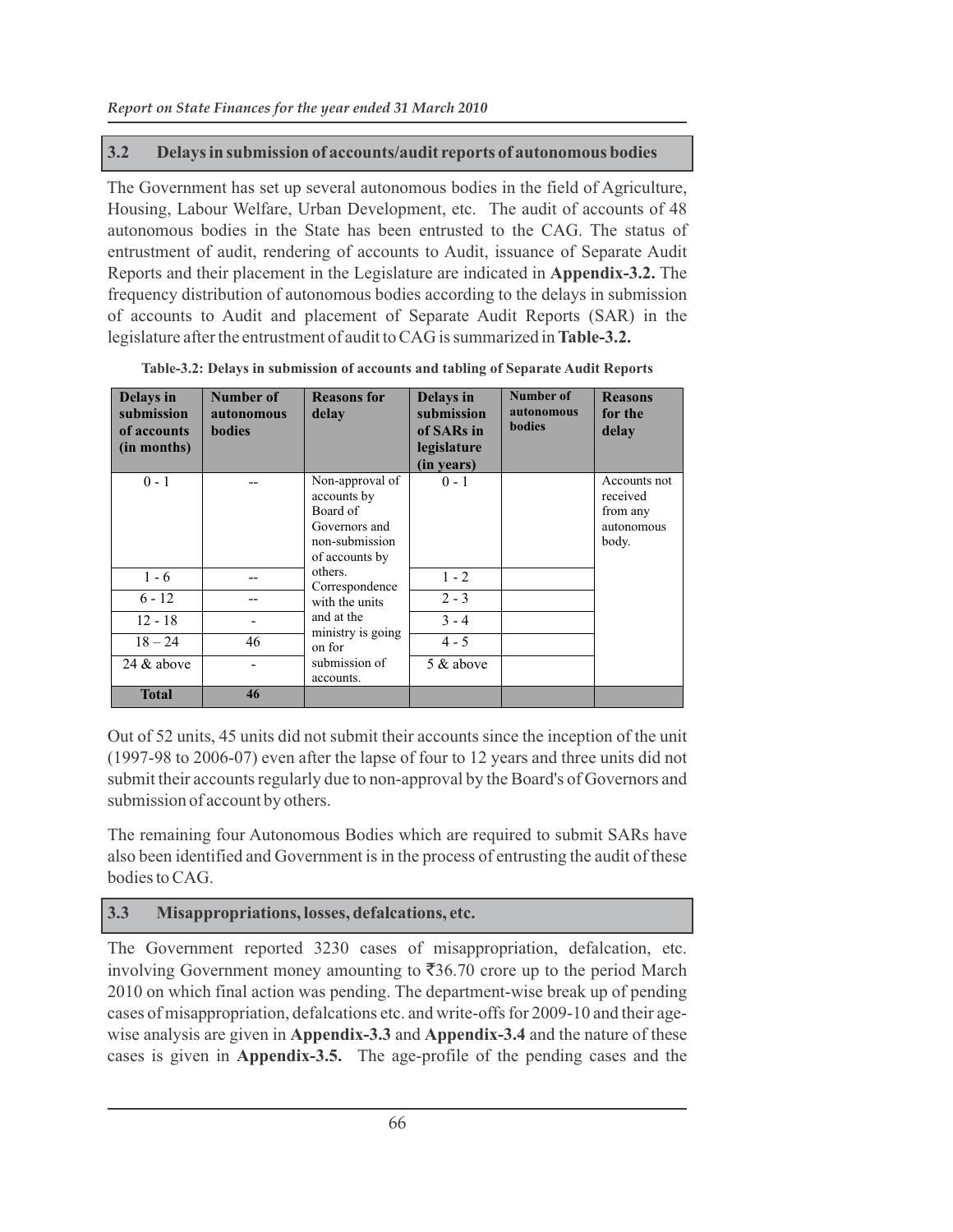## 3.2 Delays in submission of accounts/audit reports of autonomous bodies

The Government has set up several autonomous bodies in the field of Agriculture, Housing, Labour Welfare, Urban Development, etc. The audit of accounts of 48 autonomous bodies in the State has been entrusted to the CAG. The status of entrustment of audit, rendering of accounts to Audit, issuance of Separate Audit Reports and their placement in the Legislature are indicated in **Appendix-3.2.** The frequency distribution of autonomous bodies according to the delays in submission of accounts to Audit and placement of Separate Audit Reports (SAR) in the legislature after the entrustment of audit to CAG is summarized in **Table-3.2.**

**Table-3.2: Delays in submission of accounts and tabling of Separate Audit Reports**

| Delays in submission of accounts (in months) | Number of autonomous bodies | Reasons for delay | Delays in submission of SARs in legislature (in years) | Number of autonomous bodies | Reasons for the delay |
|---|---|---|---|---|---|
| 0 - 1 | -- | Non-approval of accounts by Board of Governors and non-submission of accounts by others. Correspondence with the units and at the ministry is going on for submission of accounts. | 0 - 1 | | Accounts not received from any autonomous body. |
| 1 - 6 | -- | | 1 - 2 | | |
| 6 - 12 | -- | | 2 - 3 | | |
| 12 - 18 | - | | 3 - 4 | | |
| 18 – 24 | 46 | | 4 - 5 | | |
| 24 & above | - | | 5 & above | | |
| **Total** | **46** | | | | |

Out of 52 units, 45 units did not submit their accounts since the inception of the unit (1997-98 to 2006-07) even after the lapse of four to 12 years and three units did not submit their accounts regularly due to non-approval by the Board's of Governors and submission of account by others.

The remaining four Autonomous Bodies which are required to submit SARs have also been identified and Government is in the process of entrusting the audit of these bodies to CAG.

## 3.3 Misappropriations, losses, defalcations, etc.

The Government reported 3230 cases of misappropriation, defalcation, etc. involving Government money amounting to ₹36.70 crore up to the period March 2010 on which final action was pending. The department-wise break up of pending cases of misappropriation, defalcations etc. and write-offs for 2009-10 and their age-wise analysis are given in **Appendix-3.3** and **Appendix-3.4** and the nature of these cases is given in **Appendix-3.5.** The age-profile of the pending cases and the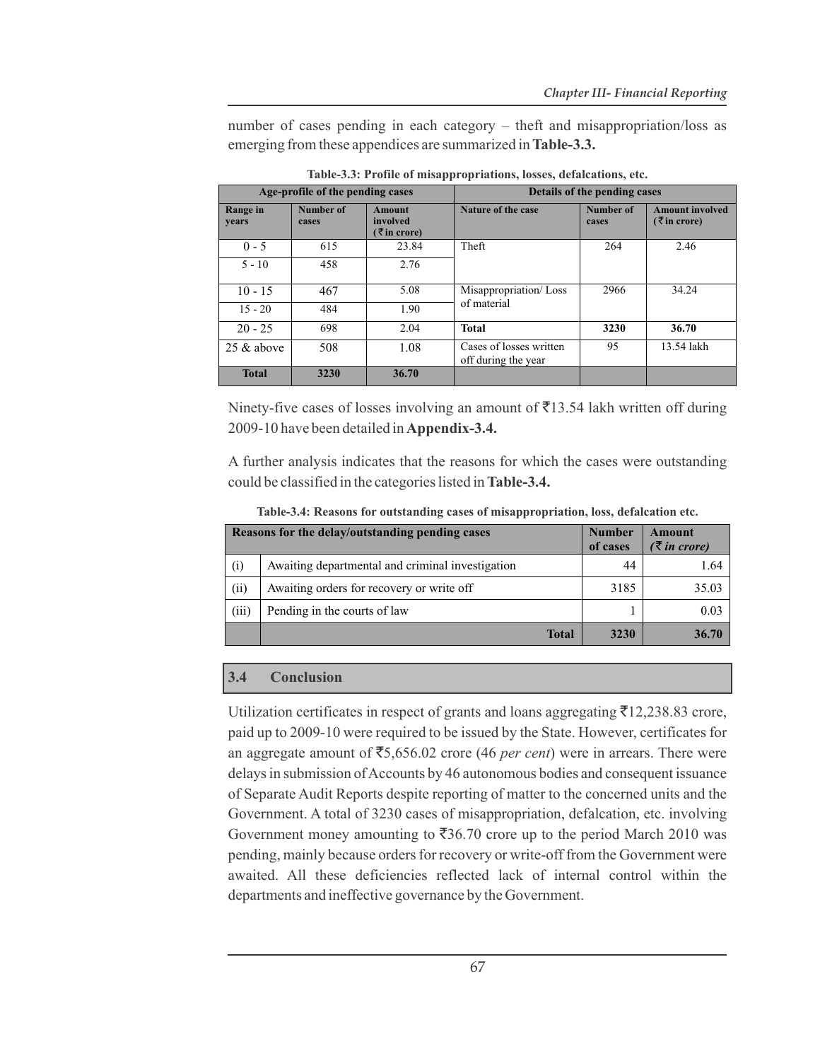number of cases pending in each category – theft and misappropriation/loss as emerging from these appendices are summarized in **Table-3.3.**

**Table-3.3: Profile of misappropriations, losses, defalcations, etc.**

| Age-profile of the pending cases | | | Details of the pending cases | | |
|---|---|---|---|---|---|
| **Range in years** | **Number of cases** | **Amount involved (₹ in crore)** | **Nature of the case** | **Number of cases** | **Amount involved (₹ in crore)** |
| 0 - 5 | 615 | 23.84 | Theft | 264 | 2.46 |
| 5 - 10 | 458 | 2.76 | | | |
| 10 - 15 | 467 | 5.08 | Misappropriation/ Loss of material | 2966 | 34.24 |
| 15 - 20 | 484 | 1.90 | | | |
| 20 - 25 | 698 | 2.04 | **Total** | **3230** | **36.70** |
| 25 & above | 508 | 1.08 | Cases of losses written off during the year | 95 | 13.54 lakh |
| **Total** | **3230** | **36.70** | | | |

Ninety-five cases of losses involving an amount of ₹13.54 lakh written off during 2009-10 have been detailed in **Appendix-3.4.**

A further analysis indicates that the reasons for which the cases were outstanding could be classified in the categories listed in **Table-3.4.**

**Table-3.4: Reasons for outstanding cases of misappropriation, loss, defalcation etc.**

| Reasons for the delay/outstanding pending cases | | Number of cases | Amount (*₹ in crore*) |
|---|---|---|---|
| (i) | Awaiting departmental and criminal investigation | 44 | 1.64 |
| (ii) | Awaiting orders for recovery or write off | 3185 | 35.03 |
| (iii) | Pending in the courts of law | 1 | 0.03 |
| | **Total** | **3230** | **36.70** |

## 3.4 Conclusion

Utilization certificates in respect of grants and loans aggregating ₹12,238.83 crore, paid up to 2009-10 were required to be issued by the State. However, certificates for an aggregate amount of ₹5,656.02 crore (46 *per cent*) were in arrears. There were delays in submission of Accounts by 46 autonomous bodies and consequent issuance of Separate Audit Reports despite reporting of matter to the concerned units and the Government. A total of 3230 cases of misappropriation, defalcation, etc. involving Government money amounting to ₹36.70 crore up to the period March 2010 was pending, mainly because orders for recovery or write-off from the Government were awaited. All these deficiencies reflected lack of internal control within the departments and ineffective governance by the Government.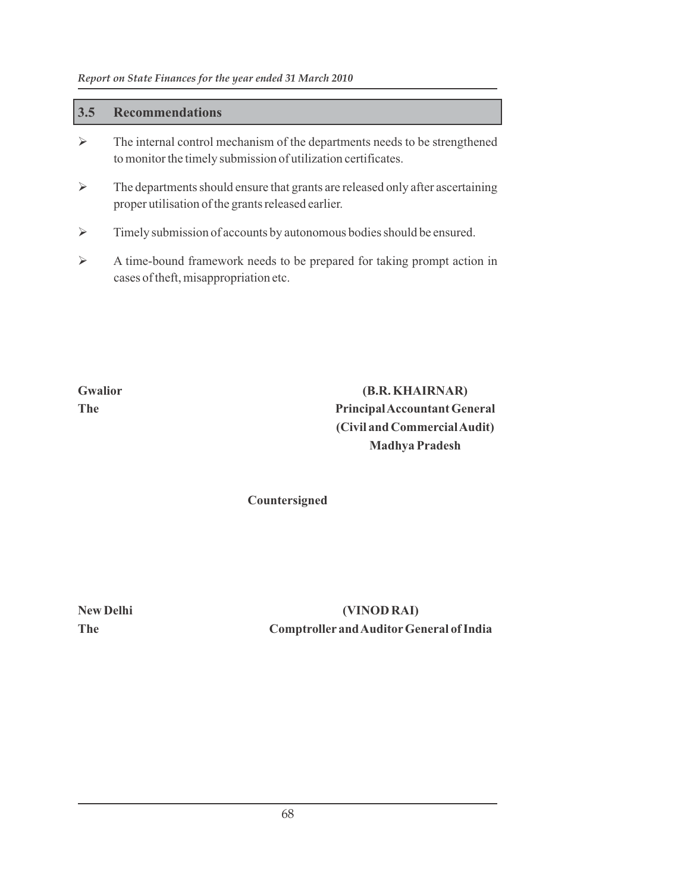## 3.5 Recommendations

- The internal control mechanism of the departments needs to be strengthened to monitor the timely submission of utilization certificates.
- The departments should ensure that grants are released only after ascertaining proper utilisation of the grants released earlier.
- Timely submission of accounts by autonomous bodies should be ensured.
- A time-bound framework needs to be prepared for taking prompt action in cases of theft, misappropriation etc.

**Gwalior**
**The**

**(B.R. KHAIRNAR)**
**Principal Accountant General**
**(Civil and Commercial Audit)**
**Madhya Pradesh**

**Countersigned**

**New Delhi**
**The**

**(VINOD RAI)**
**Comptroller and Auditor General of India**